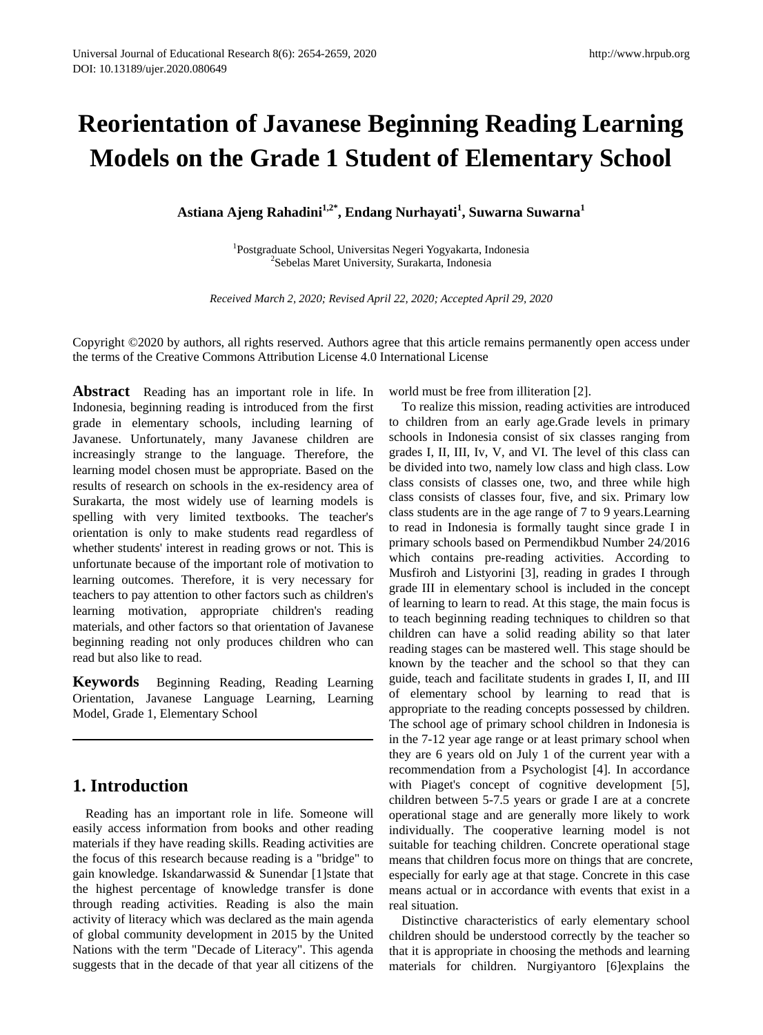# Reorientation of Javanese Beginning Reading Learning Models on the Grade 1 Student of Elementary School

**Astiana Ajeng Rahadini[1,2*], Endang Nurhayati[1], Suwarna Suwarna[1]**

[1]Postgraduate School, Universitas Negeri Yogyakarta, Indonesia
[2]Sebelas Maret University, Surakarta, Indonesia

*Received March 2, 2020; Revised April 22, 2020; Accepted April 29, 2020*

Copyright ©2020 by authors, all rights reserved. Authors agree that this article remains permanently open access under the terms of the Creative Commons Attribution License 4.0 International License

**Abstract** Reading has an important role in life. In Indonesia, beginning reading is introduced from the first grade in elementary schools, including learning of Javanese. Unfortunately, many Javanese children are increasingly strange to the language. Therefore, the learning model chosen must be appropriate. Based on the results of research on schools in the ex-residency area of Surakarta, the most widely use of learning models is spelling with very limited textbooks. The teacher's orientation is only to make students read regardless of whether students' interest in reading grows or not. This is unfortunate because of the important role of motivation to learning outcomes. Therefore, it is very necessary for teachers to pay attention to other factors such as children's learning motivation, appropriate children's reading materials, and other factors so that orientation of Javanese beginning reading not only produces children who can read but also like to read.

**Keywords** Beginning Reading, Reading Learning Orientation, Javanese Language Learning, Learning Model, Grade 1, Elementary School

## 1. Introduction

Reading has an important role in life. Someone will easily access information from books and other reading materials if they have reading skills. Reading activities are the focus of this research because reading is a "bridge" to gain knowledge. Iskandarwassid & Sunendar [1]state that the highest percentage of knowledge transfer is done through reading activities. Reading is also the main activity of literacy which was declared as the main agenda of global community development in 2015 by the United Nations with the term "Decade of Literacy". This agenda suggests that in the decade of that year all citizens of the world must be free from illiteration [2].

To realize this mission, reading activities are introduced to children from an early age.Grade levels in primary schools in Indonesia consist of six classes ranging from grades I, II, III, Iv, V, and VI. The level of this class can be divided into two, namely low class and high class. Low class consists of classes one, two, and three while high class consists of classes four, five, and six. Primary low class students are in the age range of 7 to 9 years.Learning to read in Indonesia is formally taught since grade I in primary schools based on Permendikbud Number 24/2016 which contains pre-reading activities. According to Musfiroh and Listyorini [3], reading in grades I through grade III in elementary school is included in the concept of learning to learn to read. At this stage, the main focus is to teach beginning reading techniques to children so that children can have a solid reading ability so that later reading stages can be mastered well. This stage should be known by the teacher and the school so that they can guide, teach and facilitate students in grades I, II, and III of elementary school by learning to read that is appropriate to the reading concepts possessed by children. The school age of primary school children in Indonesia is in the 7-12 year age range or at least primary school when they are 6 years old on July 1 of the current year with a recommendation from a Psychologist [4]. In accordance with Piaget's concept of cognitive development [5], children between 5-7.5 years or grade I are at a concrete operational stage and are generally more likely to work individually. The cooperative learning model is not suitable for teaching children. Concrete operational stage means that children focus more on things that are concrete, especially for early age at that stage. Concrete in this case means actual or in accordance with events that exist in a real situation.

Distinctive characteristics of early elementary school children should be understood correctly by the teacher so that it is appropriate in choosing the methods and learning materials for children. Nurgiyantoro [6]explains the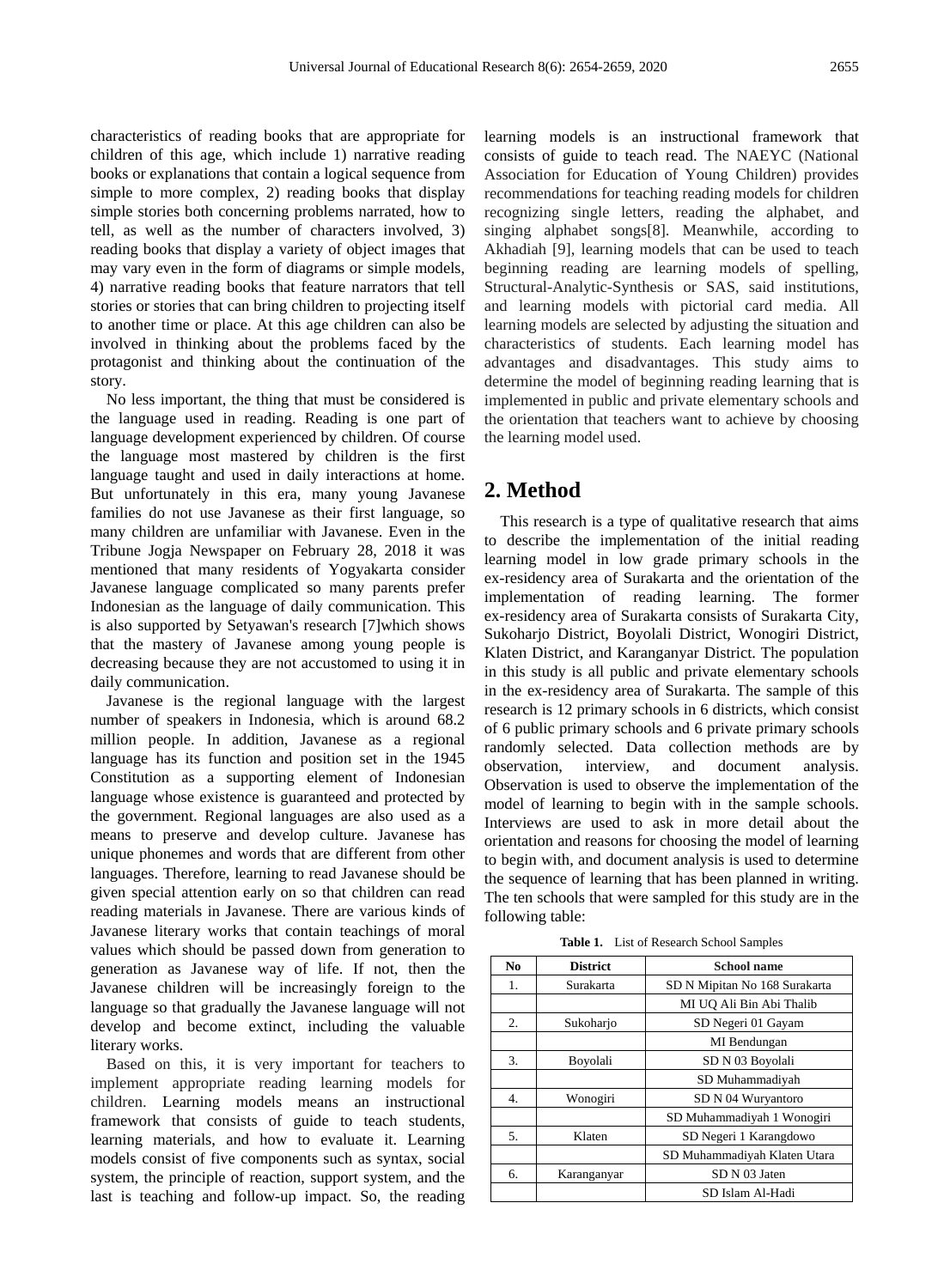characteristics of reading books that are appropriate for children of this age, which include 1) narrative reading books or explanations that contain a logical sequence from simple to more complex, 2) reading books that display simple stories both concerning problems narrated, how to tell, as well as the number of characters involved, 3) reading books that display a variety of object images that may vary even in the form of diagrams or simple models, 4) narrative reading books that feature narrators that tell stories or stories that can bring children to projecting itself to another time or place. At this age children can also be involved in thinking about the problems faced by the protagonist and thinking about the continuation of the story.

No less important, the thing that must be considered is the language used in reading. Reading is one part of language development experienced by children. Of course the language most mastered by children is the first language taught and used in daily interactions at home. But unfortunately in this era, many young Javanese families do not use Javanese as their first language, so many children are unfamiliar with Javanese. Even in the Tribune Jogja Newspaper on February 28, 2018 it was mentioned that many residents of Yogyakarta consider Javanese language complicated so many parents prefer Indonesian as the language of daily communication. This is also supported by Setyawan's research [7]which shows that the mastery of Javanese among young people is decreasing because they are not accustomed to using it in daily communication.

Javanese is the regional language with the largest number of speakers in Indonesia, which is around 68.2 million people. In addition, Javanese as a regional language has its function and position set in the 1945 Constitution as a supporting element of Indonesian language whose existence is guaranteed and protected by the government. Regional languages are also used as a means to preserve and develop culture. Javanese has unique phonemes and words that are different from other languages. Therefore, learning to read Javanese should be given special attention early on so that children can read reading materials in Javanese. There are various kinds of Javanese literary works that contain teachings of moral values which should be passed down from generation to generation as Javanese way of life. If not, then the Javanese children will be increasingly foreign to the language so that gradually the Javanese language will not develop and become extinct, including the valuable literary works.

Based on this, it is very important for teachers to implement appropriate reading learning models for children. Learning models means an instructional framework that consists of guide to teach students, learning materials, and how to evaluate it. Learning models consist of five components such as syntax, social system, the principle of reaction, support system, and the last is teaching and follow-up impact. So, the reading learning models is an instructional framework that consists of guide to teach read. The NAEYC (National Association for Education of Young Children) provides recommendations for teaching reading models for children recognizing single letters, reading the alphabet, and singing alphabet songs[8]. Meanwhile, according to Akhadiah [9], learning models that can be used to teach beginning reading are learning models of spelling, Structural-Analytic-Synthesis or SAS, said institutions, and learning models with pictorial card media. All learning models are selected by adjusting the situation and characteristics of students. Each learning model has advantages and disadvantages. This study aims to determine the model of beginning reading learning that is implemented in public and private elementary schools and the orientation that teachers want to achieve by choosing the learning model used.

## 2. Method

This research is a type of qualitative research that aims to describe the implementation of the initial reading learning model in low grade primary schools in the ex-residency area of Surakarta and the orientation of the implementation of reading learning. The former ex-residency area of Surakarta consists of Surakarta City, Sukoharjo District, Boyolali District, Wonogiri District, Klaten District, and Karanganyar District. The population in this study is all public and private elementary schools in the ex-residency area of Surakarta. The sample of this research is 12 primary schools in 6 districts, which consist of 6 public primary schools and 6 private primary schools randomly selected. Data collection methods are by observation, interview, and document analysis. Observation is used to observe the implementation of the model of learning to begin with in the sample schools. Interviews are used to ask in more detail about the orientation and reasons for choosing the model of learning to begin with, and document analysis is used to determine the sequence of learning that has been planned in writing. The ten schools that were sampled for this study are in the following table:

**Table 1.** List of Research School Samples

| No | District | School name |
|---|---|---|
| 1. | Surakarta | SD N Mipitan No 168 Surakarta |
| | | MI UQ Ali Bin Abi Thalib |
| 2. | Sukoharjo | SD Negeri 01 Gayam |
| | | MI Bendungan |
| 3. | Boyolali | SD N 03 Boyolali |
| | | SD Muhammadiyah |
| 4. | Wonogiri | SD N 04 Wuryantoro |
| | | SD Muhammadiyah 1 Wonogiri |
| 5. | Klaten | SD Negeri 1 Karangdowo |
| | | SD Muhammadiyah Klaten Utara |
| 6. | Karanganyar | SD N 03 Jaten |
| | | SD Islam Al-Hadi |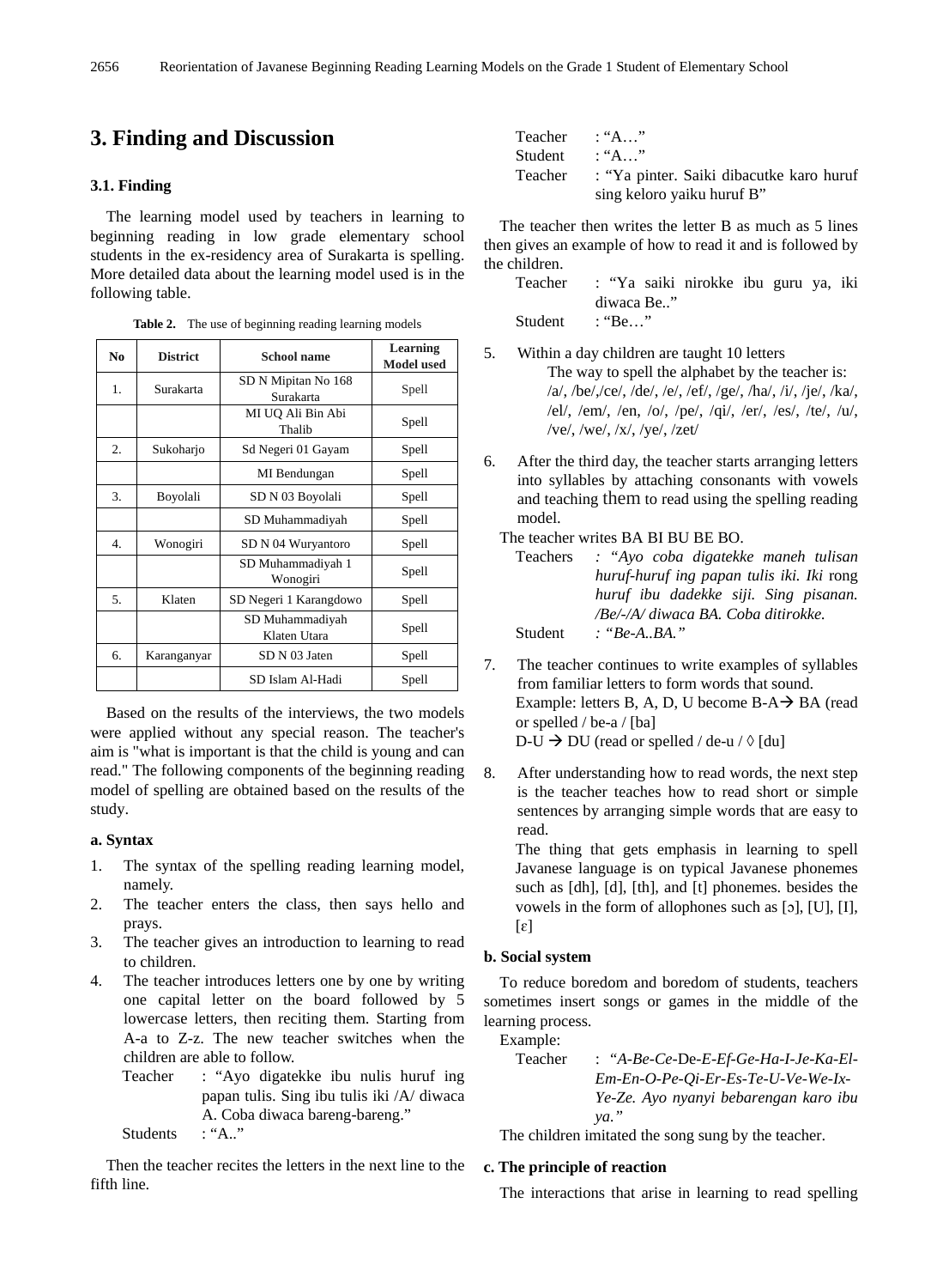# 3. Finding and Discussion

## 3.1. Finding

The learning model used by teachers in learning to beginning reading in low grade elementary school students in the ex-residency area of Surakarta is spelling. More detailed data about the learning model used is in the following table.

**Table 2.** The use of beginning reading learning models

| No | District | School name | Learning Model used |
|---|---|---|---|
| 1. | Surakarta | SD N Mipitan No 168 Surakarta | Spell |
| | | MI UQ Ali Bin Abi Thalib | Spell |
| 2. | Sukoharjo | Sd Negeri 01 Gayam | Spell |
| | | MI Bendungan | Spell |
| 3. | Boyolali | SD N 03 Boyolali | Spell |
| | | SD Muhammadiyah | Spell |
| 4. | Wonogiri | SD N 04 Wuryantoro | Spell |
| | | SD Muhammadiyah 1 Wonogiri | Spell |
| 5. | Klaten | SD Negeri 1 Karangdowo | Spell |
| | | SD Muhammadiyah Klaten Utara | Spell |
| 6. | Karanganyar | SD N 03 Jaten | Spell |
| | | SD Islam Al-Hadi | Spell |

Based on the results of the interviews, the two models were applied without any special reason. The teacher's aim is "what is important is that the child is young and can read." The following components of the beginning reading model of spelling are obtained based on the results of the study.

### a. Syntax

1. The syntax of the spelling reading learning model, namely.
2. The teacher enters the class, then says hello and prays.
3. The teacher gives an introduction to learning to read to children.
4. The teacher introduces letters one by one by writing one capital letter on the board followed by 5 lowercase letters, then reciting them. Starting from A-a to Z-z. The new teacher switches when the children are able to follow.

   Teacher : "Ayo digatekke ibu nulis huruf ing papan tulis. Sing ibu tulis iki /A/ diwaca A. Coba diwaca bareng-bareng."
   Students : "A.."

Then the teacher recites the letters in the next line to the fifth line.

Teacher : "A…"
Student : "A…"
Teacher : "Ya pinter. Saiki dibacutke karo huruf sing keloro yaiku huruf B"

The teacher then writes the letter B as much as 5 lines then gives an example of how to read it and is followed by the children.

Teacher : "Ya saiki nirokke ibu guru ya, iki diwaca Be.."
Student : "Be…"

5. Within a day children are taught 10 letters
   The way to spell the alphabet by the teacher is: /a/, /be/,/ce/, /de/, /e/, /ef/, /ge/, /ha/, /i/, /je/, /ka/, /el/, /em/, /en, /o/, /pe/, /qi/, /er/, /es/, /te/, /u/, /ve/, /we/, /x/, /ye/, /zet/
6. After the third day, the teacher starts arranging letters into syllables by attaching consonants with vowels and teaching them to read using the spelling reading model.

The teacher writes BA BI BU BE BO.

Teachers *: "Ayo coba digatekke maneh tulisan huruf-huruf ing papan tulis iki. Iki* rong *huruf ibu dadekke siji. Sing pisanan. /Be/-/A/ diwaca BA. Coba ditirokke.*
Student *: "Be-A..BA."*

7. The teacher continues to write examples of syllables from familiar letters to form words that sound.
   Example: letters B, A, D, U become B-A→ BA (read or spelled / be-a / [ba]
   D-U → DU (read or spelled / de-u / ◊ [du]
8. After understanding how to read words, the next step is the teacher teaches how to read short or simple sentences by arranging simple words that are easy to read.
   The thing that gets emphasis in learning to spell Javanese language is on typical Javanese phonemes such as [dh], [d], [th], and [t] phonemes. besides the vowels in the form of allophones such as [ɔ], [U], [I], [ɛ]

### b. Social system

To reduce boredom and boredom of students, teachers sometimes insert songs or games in the middle of the learning process.

Example:

Teacher : *"A-Be-Ce-*De*-E-Ef-Ge-Ha-I-Je-Ka-El-Em-En-O-Pe-Qi-Er-Es-Te-U-Ve-We-Ix-Ye-Ze. Ayo nyanyi bebarengan karo ibu ya."*

The children imitated the song sung by the teacher.

### c. The principle of reaction

The interactions that arise in learning to read spelling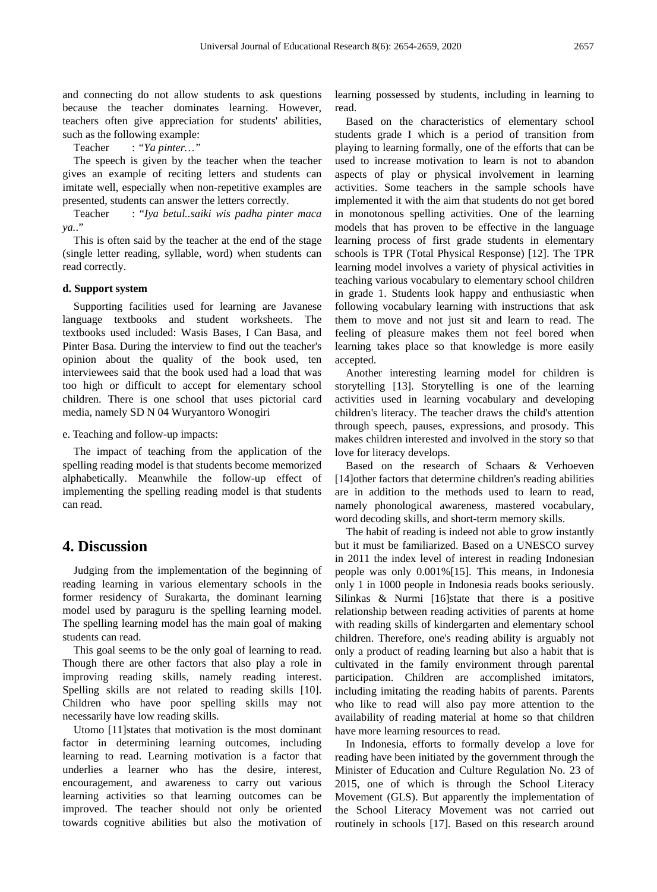and connecting do not allow students to ask questions because the teacher dominates learning. However, teachers often give appreciation for students' abilities, such as the following example:

Teacher : "*Ya pinter…*"

The speech is given by the teacher when the teacher gives an example of reciting letters and students can imitate well, especially when non-repetitive examples are presented, students can answer the letters correctly.

Teacher : "*Iya betul..saiki wis padha pinter maca ya..*"

This is often said by the teacher at the end of the stage (single letter reading, syllable, word) when students can read correctly.

**d. Support system**

Supporting facilities used for learning are Javanese language textbooks and student worksheets. The textbooks used included: Wasis Bases, I Can Basa, and Pinter Basa. During the interview to find out the teacher's opinion about the quality of the book used, ten interviewees said that the book used had a load that was too high or difficult to accept for elementary school children. There is one school that uses pictorial card media, namely SD N 04 Wuryantoro Wonogiri

e. Teaching and follow-up impacts:

The impact of teaching from the application of the spelling reading model is that students become memorized alphabetically. Meanwhile the follow-up effect of implementing the spelling reading model is that students can read.

# 4. Discussion

Judging from the implementation of the beginning of reading learning in various elementary schools in the former residency of Surakarta, the dominant learning model used by paraguru is the spelling learning model. The spelling learning model has the main goal of making students can read.

This goal seems to be the only goal of learning to read. Though there are other factors that also play a role in improving reading skills, namely reading interest. Spelling skills are not related to reading skills [10]. Children who have poor spelling skills may not necessarily have low reading skills.

Utomo [11]states that motivation is the most dominant factor in determining learning outcomes, including learning to read. Learning motivation is a factor that underlies a learner who has the desire, interest, encouragement, and awareness to carry out various learning activities so that learning outcomes can be improved. The teacher should not only be oriented towards cognitive abilities but also the motivation of learning possessed by students, including in learning to read.

Based on the characteristics of elementary school students grade I which is a period of transition from playing to learning formally, one of the efforts that can be used to increase motivation to learn is not to abandon aspects of play or physical involvement in learning activities. Some teachers in the sample schools have implemented it with the aim that students do not get bored in monotonous spelling activities. One of the learning models that has proven to be effective in the language learning process of first grade students in elementary schools is TPR (Total Physical Response) [12]. The TPR learning model involves a variety of physical activities in teaching various vocabulary to elementary school children in grade 1. Students look happy and enthusiastic when following vocabulary learning with instructions that ask them to move and not just sit and learn to read. The feeling of pleasure makes them not feel bored when learning takes place so that knowledge is more easily accepted.

Another interesting learning model for children is storytelling [13]. Storytelling is one of the learning activities used in learning vocabulary and developing children's literacy. The teacher draws the child's attention through speech, pauses, expressions, and prosody. This makes children interested and involved in the story so that love for literacy develops.

Based on the research of Schaars & Verhoeven [14]other factors that determine children's reading abilities are in addition to the methods used to learn to read, namely phonological awareness, mastered vocabulary, word decoding skills, and short-term memory skills.

The habit of reading is indeed not able to grow instantly but it must be familiarized. Based on a UNESCO survey in 2011 the index level of interest in reading Indonesian people was only 0.001%[15]. This means, in Indonesia only 1 in 1000 people in Indonesia reads books seriously. Silinkas & Nurmi [16]state that there is a positive relationship between reading activities of parents at home with reading skills of kindergarten and elementary school children. Therefore, one's reading ability is arguably not only a product of reading learning but also a habit that is cultivated in the family environment through parental participation. Children are accomplished imitators, including imitating the reading habits of parents. Parents who like to read will also pay more attention to the availability of reading material at home so that children have more learning resources to read.

In Indonesia, efforts to formally develop a love for reading have been initiated by the government through the Minister of Education and Culture Regulation No. 23 of 2015, one of which is through the School Literacy Movement (GLS). But apparently the implementation of the School Literacy Movement was not carried out routinely in schools [17]. Based on this research around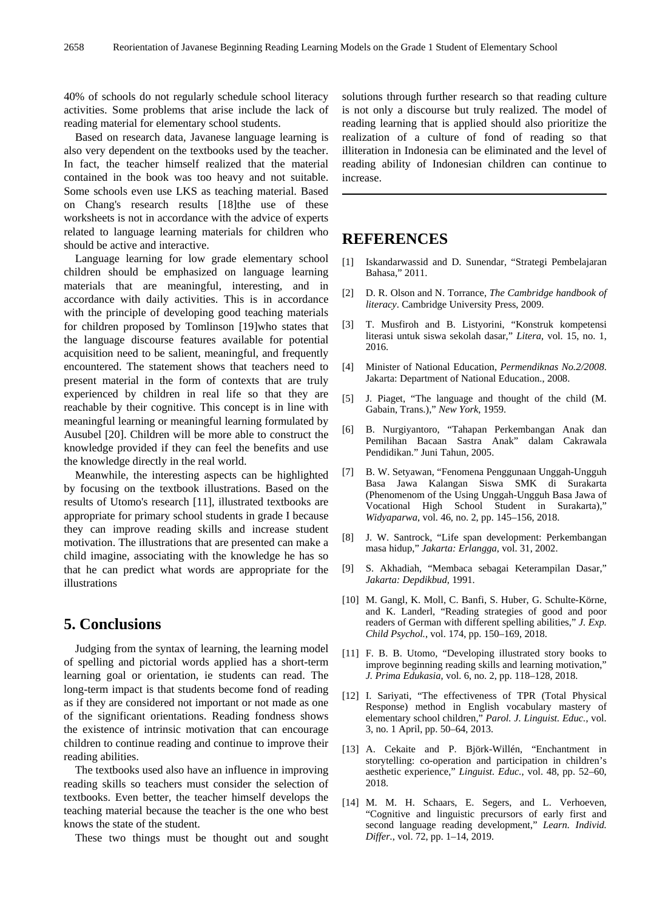40% of schools do not regularly schedule school literacy activities. Some problems that arise include the lack of reading material for elementary school students.

Based on research data, Javanese language learning is also very dependent on the textbooks used by the teacher. In fact, the teacher himself realized that the material contained in the book was too heavy and not suitable. Some schools even use LKS as teaching material. Based on Chang's research results [18]the use of these worksheets is not in accordance with the advice of experts related to language learning materials for children who should be active and interactive.

Language learning for low grade elementary school children should be emphasized on language learning materials that are meaningful, interesting, and in accordance with daily activities. This is in accordance with the principle of developing good teaching materials for children proposed by Tomlinson [19]who states that the language discourse features available for potential acquisition need to be salient, meaningful, and frequently encountered. The statement shows that teachers need to present material in the form of contexts that are truly experienced by children in real life so that they are reachable by their cognitive. This concept is in line with meaningful learning or meaningful learning formulated by Ausubel [20]. Children will be more able to construct the knowledge provided if they can feel the benefits and use the knowledge directly in the real world.

Meanwhile, the interesting aspects can be highlighted by focusing on the textbook illustrations. Based on the results of Utomo's research [11], illustrated textbooks are appropriate for primary school students in grade I because they can improve reading skills and increase student motivation. The illustrations that are presented can make a child imagine, associating with the knowledge he has so that he can predict what words are appropriate for the illustrations

## 5. Conclusions

Judging from the syntax of learning, the learning model of spelling and pictorial words applied has a short-term learning goal or orientation, ie students can read. The long-term impact is that students become fond of reading as if they are considered not important or not made as one of the significant orientations. Reading fondness shows the existence of intrinsic motivation that can encourage children to continue reading and continue to improve their reading abilities.

The textbooks used also have an influence in improving reading skills so teachers must consider the selection of textbooks. Even better, the teacher himself develops the teaching material because the teacher is the one who best knows the state of the student.

These two things must be thought out and sought solutions through further research so that reading culture is not only a discourse but truly realized. The model of reading learning that is applied should also prioritize the realization of a culture of fond of reading so that illiteration in Indonesia can be eliminated and the level of reading ability of Indonesian children can continue to increase.

## REFERENCES

[1] Iskandarwassid and D. Sunendar, "Strategi Pembelajaran Bahasa," 2011.

[2] D. R. Olson and N. Torrance, *The Cambridge handbook of literacy*. Cambridge University Press, 2009.

[3] T. Musfiroh and B. Listyorini, "Konstruk kompetensi literasi untuk siswa sekolah dasar," *Litera*, vol. 15, no. 1, 2016.

[4] Minister of National Education, *Permendiknas No.2/2008*. Jakarta: Department of National Education., 2008.

[5] J. Piaget, "The language and thought of the child (M. Gabain, Trans.)," *New York*, 1959.

[6] B. Nurgiyantoro, "Tahapan Perkembangan Anak dan Pemilihan Bacaan Sastra Anak" dalam Cakrawala Pendidikan." Juni Tahun, 2005.

[7] B. W. Setyawan, "Fenomena Penggunaan Unggah-Ungguh Basa Jawa Kalangan Siswa SMK di Surakarta (Phenomenom of the Using Unggah-Ungguh Basa Jawa of Vocational High School Student in Surakarta)," *Widyaparwa*, vol. 46, no. 2, pp. 145–156, 2018.

[8] J. W. Santrock, "Life span development: Perkembangan masa hidup," *Jakarta: Erlangga*, vol. 31, 2002.

[9] S. Akhadiah, "Membaca sebagai Keterampilan Dasar," *Jakarta: Depdikbud*, 1991.

[10] M. Gangl, K. Moll, C. Banfi, S. Huber, G. Schulte-Körne, and K. Landerl, "Reading strategies of good and poor readers of German with different spelling abilities," *J. Exp. Child Psychol.*, vol. 174, pp. 150–169, 2018.

[11] F. B. B. Utomo, "Developing illustrated story books to improve beginning reading skills and learning motivation," *J. Prima Edukasia*, vol. 6, no. 2, pp. 118–128, 2018.

[12] I. Sariyati, "The effectiveness of TPR (Total Physical Response) method in English vocabulary mastery of elementary school children," *Parol. J. Linguist. Educ.*, vol. 3, no. 1 April, pp. 50–64, 2013.

[13] A. Cekaite and P. Björk-Willén, "Enchantment in storytelling: co-operation and participation in children's aesthetic experience," *Linguist. Educ.*, vol. 48, pp. 52–60, 2018.

[14] M. M. H. Schaars, E. Segers, and L. Verhoeven, "Cognitive and linguistic precursors of early first and second language reading development," *Learn. Individ. Differ.*, vol. 72, pp. 1–14, 2019.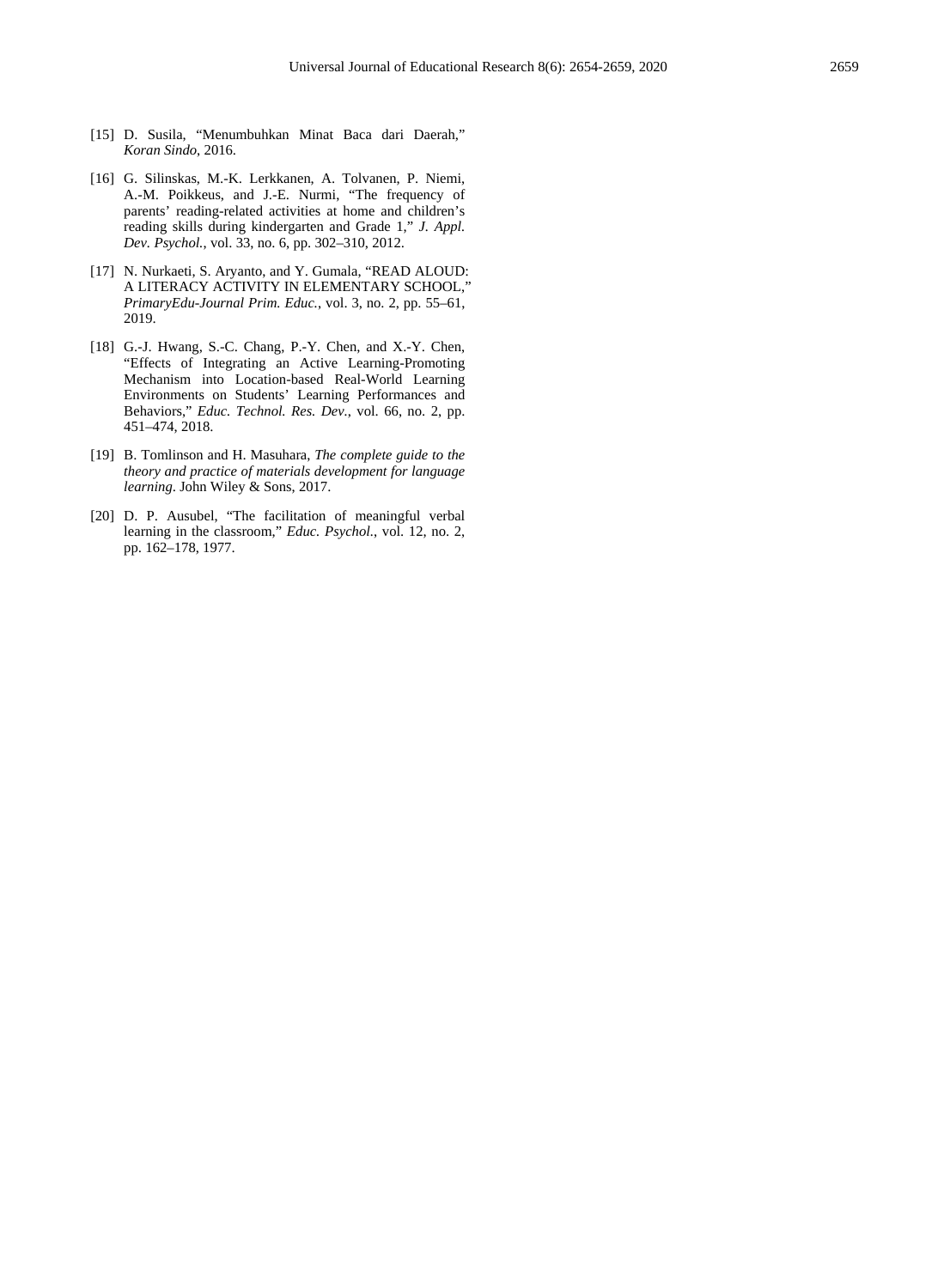[15] D. Susila, "Menumbuhkan Minat Baca dari Daerah," *Koran Sindo*, 2016.

[16] G. Silinskas, M.-K. Lerkkanen, A. Tolvanen, P. Niemi, A.-M. Poikkeus, and J.-E. Nurmi, "The frequency of parents' reading-related activities at home and children's reading skills during kindergarten and Grade 1," *J. Appl. Dev. Psychol.*, vol. 33, no. 6, pp. 302–310, 2012.

[17] N. Nurkaeti, S. Aryanto, and Y. Gumala, "READ ALOUD: A LITERACY ACTIVITY IN ELEMENTARY SCHOOL," *PrimaryEdu-Journal Prim. Educ.*, vol. 3, no. 2, pp. 55–61, 2019.

[18] G.-J. Hwang, S.-C. Chang, P.-Y. Chen, and X.-Y. Chen, "Effects of Integrating an Active Learning-Promoting Mechanism into Location-based Real-World Learning Environments on Students' Learning Performances and Behaviors," *Educ. Technol. Res. Dev.*, vol. 66, no. 2, pp. 451–474, 2018.

[19] B. Tomlinson and H. Masuhara, *The complete guide to the theory and practice of materials development for language learning*. John Wiley & Sons, 2017.

[20] D. P. Ausubel, "The facilitation of meaningful verbal learning in the classroom," *Educ. Psychol.*, vol. 12, no. 2, pp. 162–178, 1977.